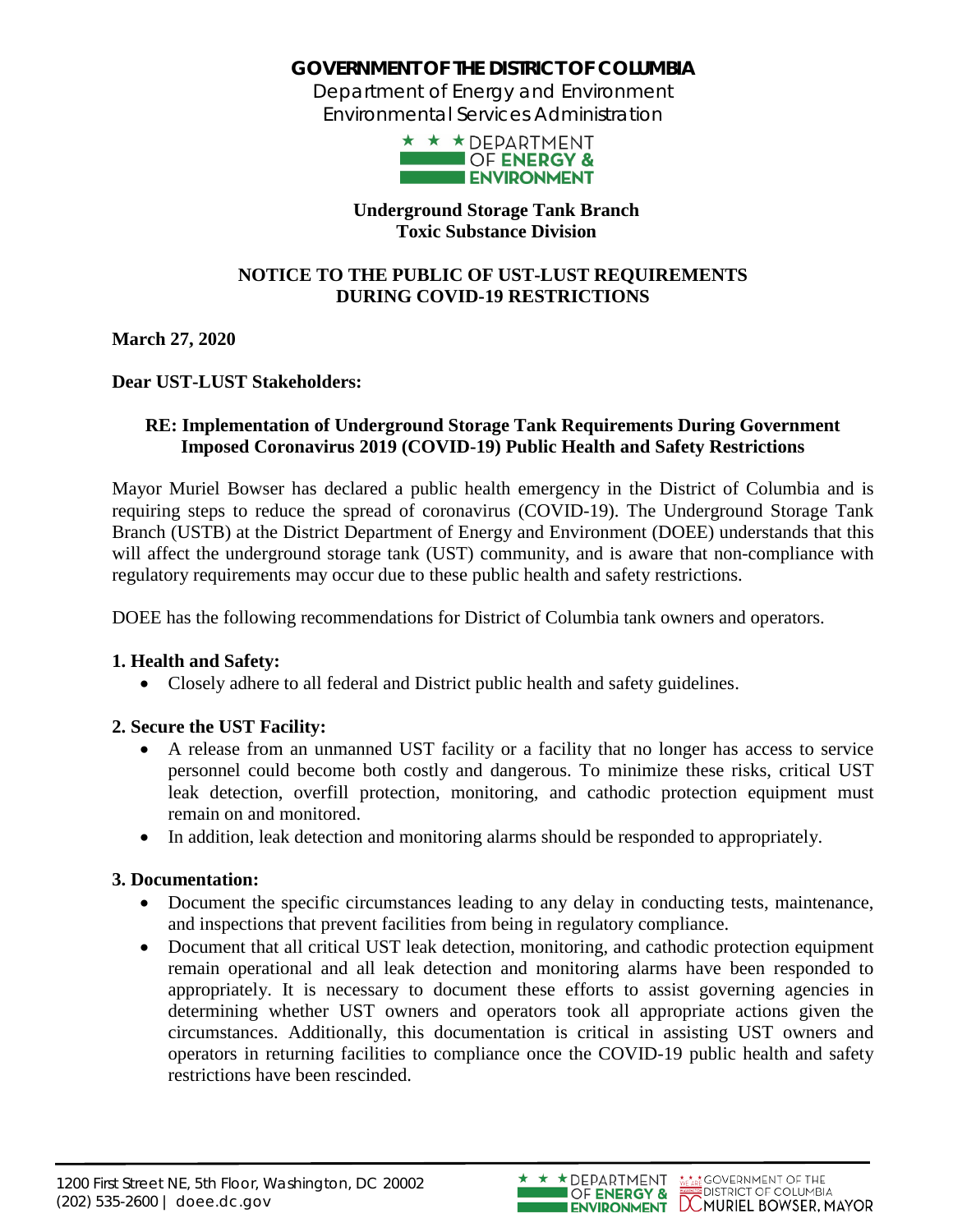# GOVERNMENT OF THE DISTRICT OF COLUMBIA

Department of Energy and Environment
Environmental Services Administration

**Underground Storage Tank Branch**
**Toxic Substance Division**

## NOTICE TO THE PUBLIC OF UST-LUST REQUIREMENTS DURING COVID-19 RESTRICTIONS

**March 27, 2020**

**Dear UST-LUST Stakeholders:**

**RE: Implementation of Underground Storage Tank Requirements During Government Imposed Coronavirus 2019 (COVID-19) Public Health and Safety Restrictions**

Mayor Muriel Bowser has declared a public health emergency in the District of Columbia and is requiring steps to reduce the spread of coronavirus (COVID-19). The Underground Storage Tank Branch (USTB) at the District Department of Energy and Environment (DOEE) understands that this will affect the underground storage tank (UST) community, and is aware that non-compliance with regulatory requirements may occur due to these public health and safety restrictions.

DOEE has the following recommendations for District of Columbia tank owners and operators.

**1. Health and Safety:**

- Closely adhere to all federal and District public health and safety guidelines.

**2. Secure the UST Facility:**

- A release from an unmanned UST facility or a facility that no longer has access to service personnel could become both costly and dangerous. To minimize these risks, critical UST leak detection, overfill protection, monitoring, and cathodic protection equipment must remain on and monitored.
- In addition, leak detection and monitoring alarms should be responded to appropriately.

**3. Documentation:**

- Document the specific circumstances leading to any delay in conducting tests, maintenance, and inspections that prevent facilities from being in regulatory compliance.
- Document that all critical UST leak detection, monitoring, and cathodic protection equipment remain operational and all leak detection and monitoring alarms have been responded to appropriately. It is necessary to document these efforts to assist governing agencies in determining whether UST owners and operators took all appropriate actions given the circumstances. Additionally, this documentation is critical in assisting UST owners and operators in returning facilities to compliance once the COVID-19 public health and safety restrictions have been rescinded.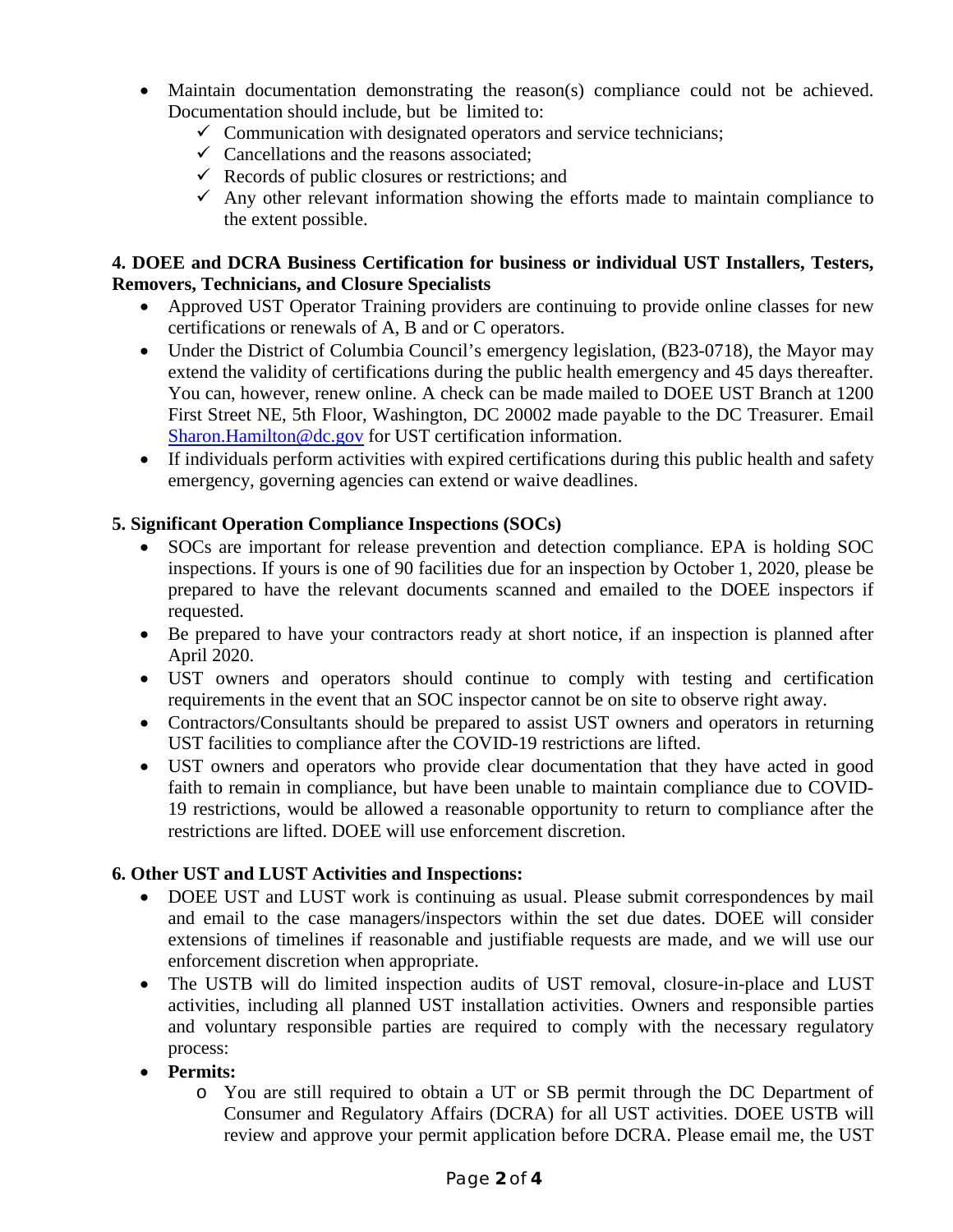- Maintain documentation demonstrating the reason(s) compliance could not be achieved. Documentation should include, but be limited to:
  - ✓ Communication with designated operators and service technicians;
  - ✓ Cancellations and the reasons associated;
  - ✓ Records of public closures or restrictions; and
  - ✓ Any other relevant information showing the efforts made to maintain compliance to the extent possible.

**4. DOEE and DCRA Business Certification for business or individual UST Installers, Testers, Removers, Technicians, and Closure Specialists**

- Approved UST Operator Training providers are continuing to provide online classes for new certifications or renewals of A, B and or C operators.
- Under the District of Columbia Council's emergency legislation, (B23-0718), the Mayor may extend the validity of certifications during the public health emergency and 45 days thereafter. You can, however, renew online. A check can be made mailed to DOEE UST Branch at 1200 First Street NE, 5th Floor, Washington, DC 20002 made payable to the DC Treasurer. Email Sharon.Hamilton@dc.gov for UST certification information.
- If individuals perform activities with expired certifications during this public health and safety emergency, governing agencies can extend or waive deadlines.

**5. Significant Operation Compliance Inspections (SOCs)**

- SOCs are important for release prevention and detection compliance. EPA is holding SOC inspections. If yours is one of 90 facilities due for an inspection by October 1, 2020, please be prepared to have the relevant documents scanned and emailed to the DOEE inspectors if requested.
- Be prepared to have your contractors ready at short notice, if an inspection is planned after April 2020.
- UST owners and operators should continue to comply with testing and certification requirements in the event that an SOC inspector cannot be on site to observe right away.
- Contractors/Consultants should be prepared to assist UST owners and operators in returning UST facilities to compliance after the COVID-19 restrictions are lifted.
- UST owners and operators who provide clear documentation that they have acted in good faith to remain in compliance, but have been unable to maintain compliance due to COVID-19 restrictions, would be allowed a reasonable opportunity to return to compliance after the restrictions are lifted. DOEE will use enforcement discretion.

**6. Other UST and LUST Activities and Inspections:**

- DOEE UST and LUST work is continuing as usual. Please submit correspondences by mail and email to the case managers/inspectors within the set due dates. DOEE will consider extensions of timelines if reasonable and justifiable requests are made, and we will use our enforcement discretion when appropriate.
- The USTB will do limited inspection audits of UST removal, closure-in-place and LUST activities, including all planned UST installation activities. Owners and responsible parties and voluntary responsible parties are required to comply with the necessary regulatory process:
- **Permits:**
  - You are still required to obtain a UT or SB permit through the DC Department of Consumer and Regulatory Affairs (DCRA) for all UST activities. DOEE USTB will review and approve your permit application before DCRA. Please email me, the UST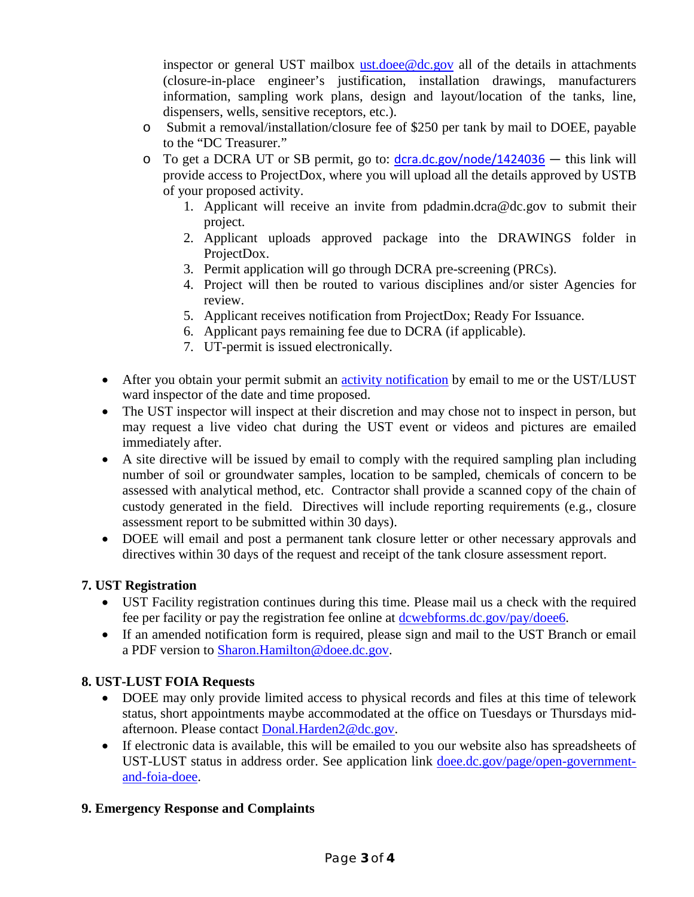inspector or general UST mailbox [ust.doee@dc.gov](mailto:ust.doee@dc.gov) all of the details in attachments (closure-in-place engineer's justification, installation drawings, manufacturers information, sampling work plans, design and layout/location of the tanks, line, dispensers, wells, sensitive receptors, etc.).

    - Submit a removal/installation/closure fee of $250 per tank by mail to DOEE, payable to the "DC Treasurer."
    - To get a DCRA UT or SB permit, go to: dcra.dc.gov/node/1424036 — this link will provide access to ProjectDox, where you will upload all the details approved by USTB of your proposed activity.
        1. Applicant will receive an invite from pdadmin.dcra@dc.gov to submit their project.
        2. Applicant uploads approved package into the DRAWINGS folder in ProjectDox.
        3. Permit application will go through DCRA pre-screening (PRCs).
        4. Project will then be routed to various disciplines and/or sister Agencies for review.
        5. Applicant receives notification from ProjectDox; Ready For Issuance.
        6. Applicant pays remaining fee due to DCRA (if applicable).
        7. UT-permit is issued electronically.

- After you obtain your permit submit an activity notification by email to me or the UST/LUST ward inspector of the date and time proposed.
- The UST inspector will inspect at their discretion and may chose not to inspect in person, but may request a live video chat during the UST event or videos and pictures are emailed immediately after.
- A site directive will be issued by email to comply with the required sampling plan including number of soil or groundwater samples, location to be sampled, chemicals of concern to be assessed with analytical method, etc. Contractor shall provide a scanned copy of the chain of custody generated in the field. Directives will include reporting requirements (e.g., closure assessment report to be submitted within 30 days).
- DOEE will email and post a permanent tank closure letter or other necessary approvals and directives within 30 days of the request and receipt of the tank closure assessment report.

### 7. UST Registration

- UST Facility registration continues during this time. Please mail us a check with the required fee per facility or pay the registration fee online at dcwebforms.dc.gov/pay/doee6.
- If an amended notification form is required, please sign and mail to the UST Branch or email a PDF version to [Sharon.Hamilton@doee.dc.gov](mailto:Sharon.Hamilton@doee.dc.gov).

### 8. UST-LUST FOIA Requests

- DOEE may only provide limited access to physical records and files at this time of telework status, short appointments maybe accommodated at the office on Tuesdays or Thursdays mid-afternoon. Please contact [Donal.Harden2@dc.gov](mailto:Donal.Harden2@dc.gov).
- If electronic data is available, this will be emailed to you our website also has spreadsheets of UST-LUST status in address order. See application link doee.dc.gov/page/open-government-and-foia-doee.

### 9. Emergency Response and Complaints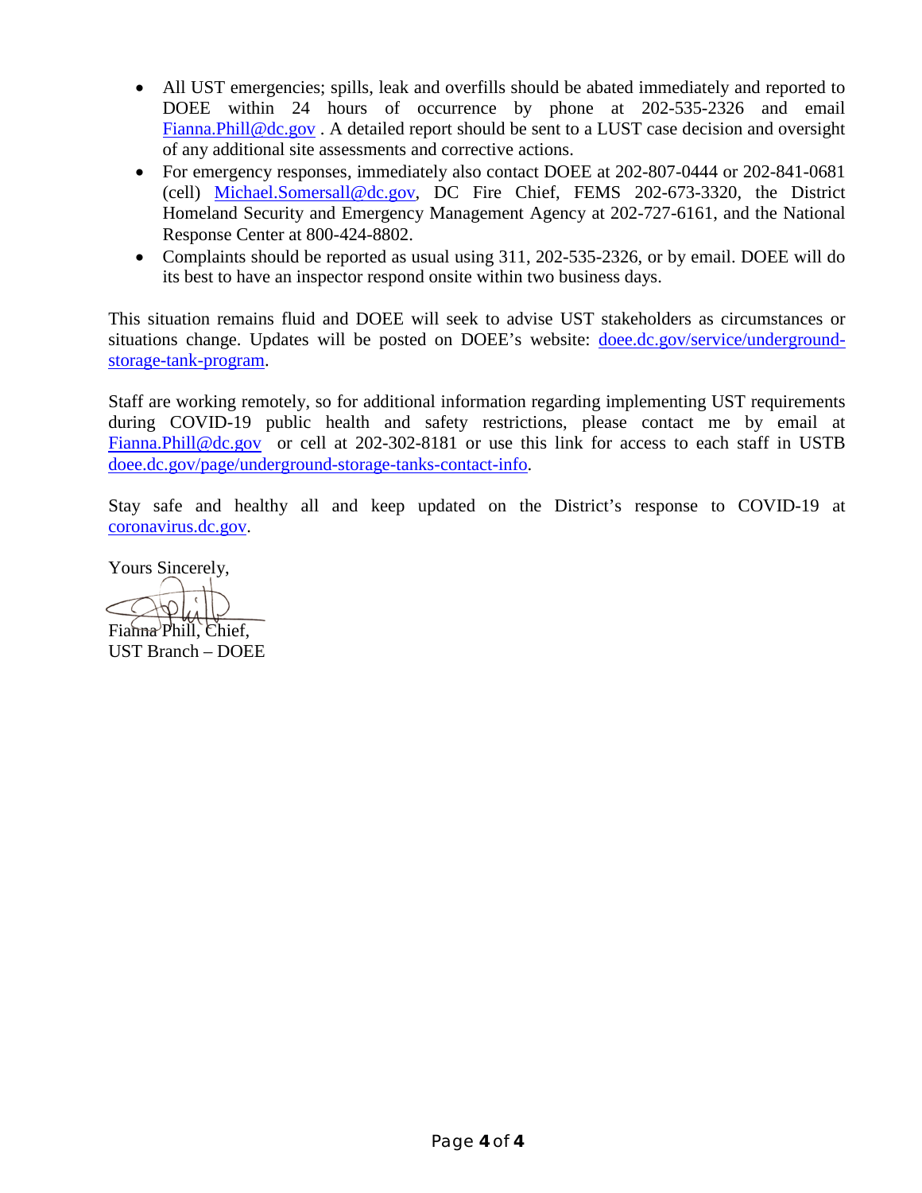- All UST emergencies; spills, leak and overfills should be abated immediately and reported to DOEE within 24 hours of occurrence by phone at 202-535-2326 and email Fianna.Phill@dc.gov . A detailed report should be sent to a LUST case decision and oversight of any additional site assessments and corrective actions.
- For emergency responses, immediately also contact DOEE at 202-807-0444 or 202-841-0681 (cell) Michael.Somersall@dc.gov, DC Fire Chief, FEMS 202-673-3320, the District Homeland Security and Emergency Management Agency at 202-727-6161, and the National Response Center at 800-424-8802.
- Complaints should be reported as usual using 311, 202-535-2326, or by email. DOEE will do its best to have an inspector respond onsite within two business days.

This situation remains fluid and DOEE will seek to advise UST stakeholders as circumstances or situations change. Updates will be posted on DOEE's website: doee.dc.gov/service/underground-storage-tank-program.

Staff are working remotely, so for additional information regarding implementing UST requirements during COVID-19 public health and safety restrictions, please contact me by email at Fianna.Phill@dc.gov or cell at 202-302-8181 or use this link for access to each staff in USTB doee.dc.gov/page/underground-storage-tanks-contact-info.

Stay safe and healthy all and keep updated on the District's response to COVID-19 at coronavirus.dc.gov.

Yours Sincerely,

Fianna Phill, Chief,
UST Branch – DOEE